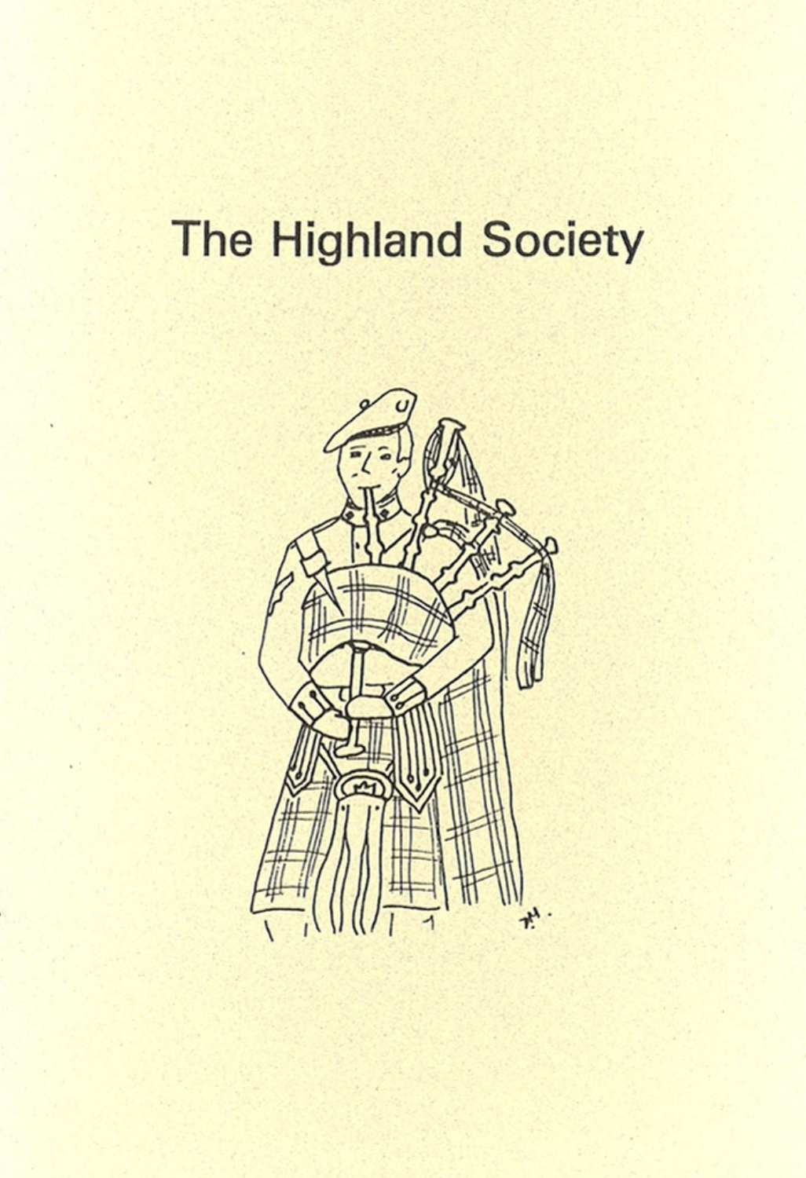# The Highland Society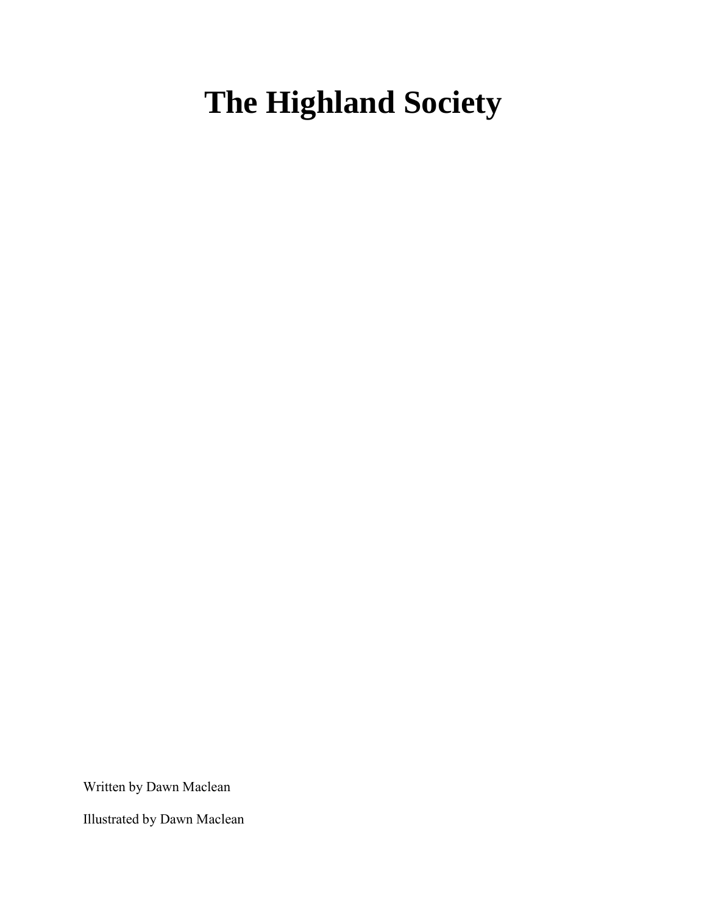# The Highland Society

Written by Dawn Maclean

Illustrated by Dawn Maclean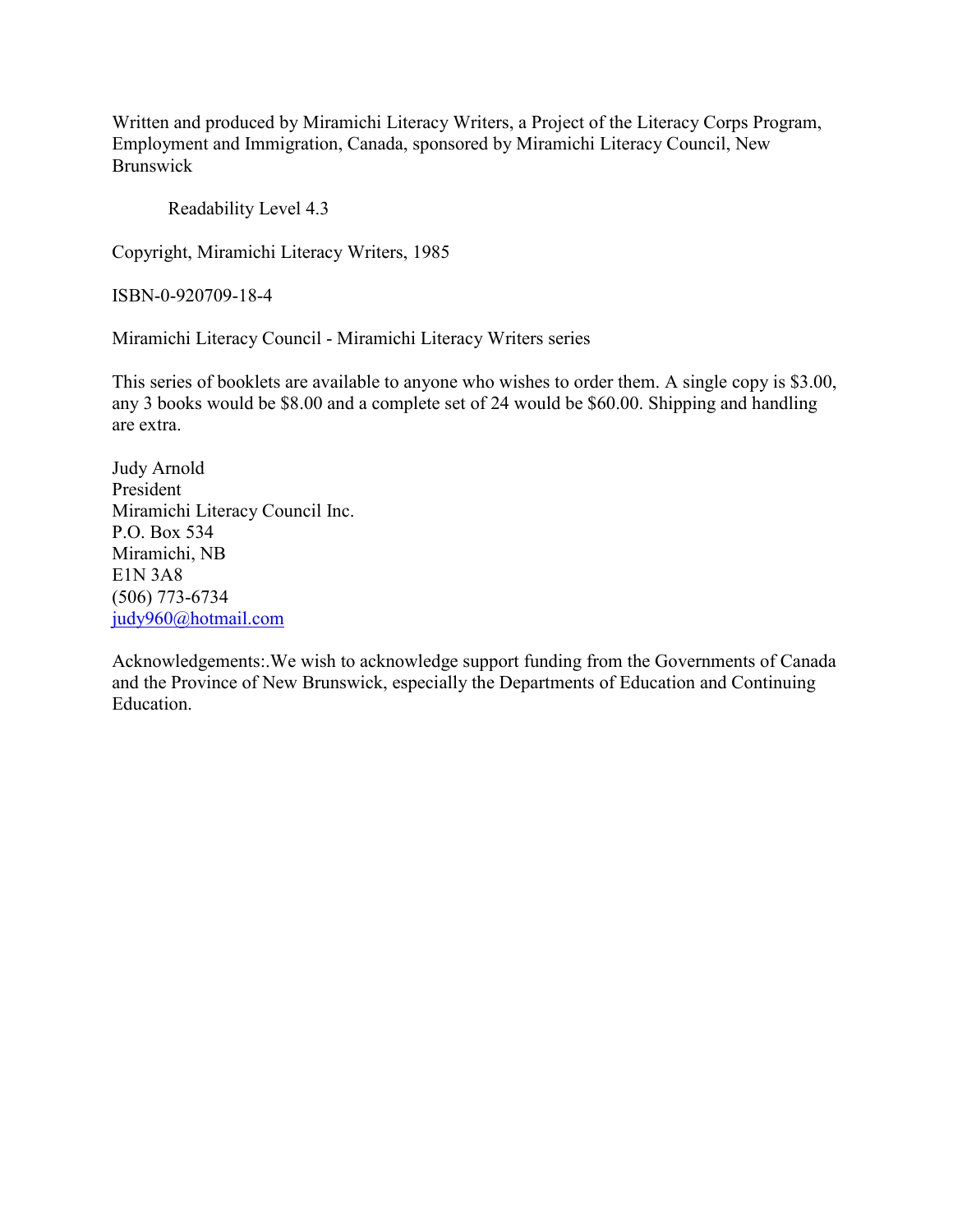Written and produced by Miramichi Literacy Writers, a Project of the Literacy Corps Program, Employment and Immigration, Canada, sponsored by Miramichi Literacy Council, New Brunswick

Readability Level 4.3

Copyright, Miramichi Literacy Writers, 1985

ISBN-0-920709-18-4

Miramichi Literacy Council - Miramichi Literacy Writers series

This series of booklets are available to anyone who wishes to order them. A single copy is $3.00, any 3 books would be $8.00 and a complete set of 24 would be $60.00. Shipping and handling are extra.

Judy Arnold  
President  
Miramichi Literacy Council Inc.  
P.O. Box 534  
Miramichi, NB  
E1N 3A8  
(506) 773-6734  
judy960@hotmail.com

Acknowledgements:.We wish to acknowledge support funding from the Governments of Canada and the Province of New Brunswick, especially the Departments of Education and Continuing Education.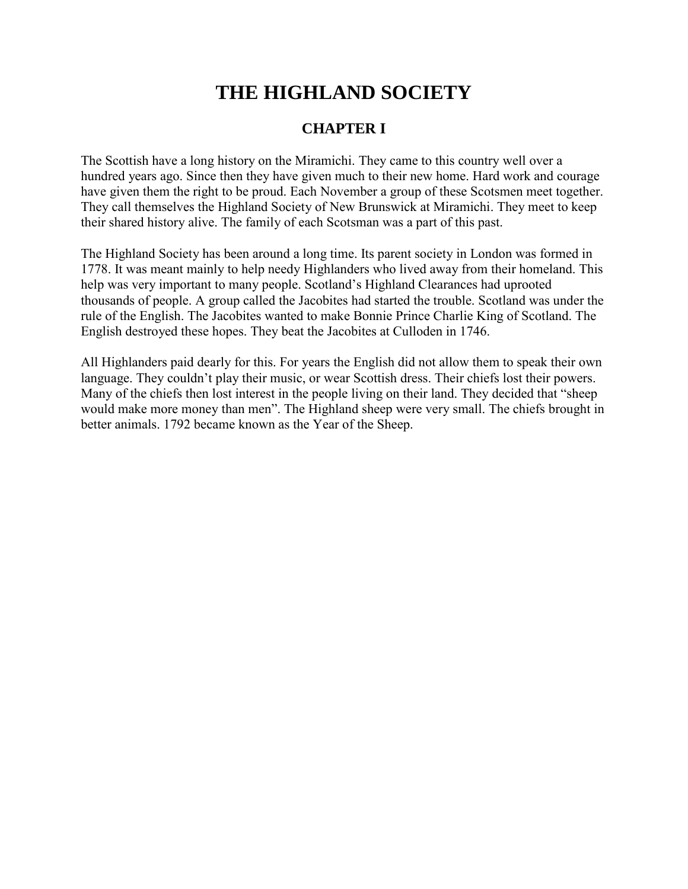# THE HIGHLAND SOCIETY

## CHAPTER I

The Scottish have a long history on the Miramichi. They came to this country well over a hundred years ago. Since then they have given much to their new home. Hard work and courage have given them the right to be proud. Each November a group of these Scotsmen meet together. They call themselves the Highland Society of New Brunswick at Miramichi. They meet to keep their shared history alive. The family of each Scotsman was a part of this past.

The Highland Society has been around a long time. Its parent society in London was formed in 1778. It was meant mainly to help needy Highlanders who lived away from their homeland. This help was very important to many people. Scotland's Highland Clearances had uprooted thousands of people. A group called the Jacobites had started the trouble. Scotland was under the rule of the English. The Jacobites wanted to make Bonnie Prince Charlie King of Scotland. The English destroyed these hopes. They beat the Jacobites at Culloden in 1746.

All Highlanders paid dearly for this. For years the English did not allow them to speak their own language. They couldn't play their music, or wear Scottish dress. Their chiefs lost their powers. Many of the chiefs then lost interest in the people living on their land. They decided that "sheep would make more money than men". The Highland sheep were very small. The chiefs brought in better animals. 1792 became known as the Year of the Sheep.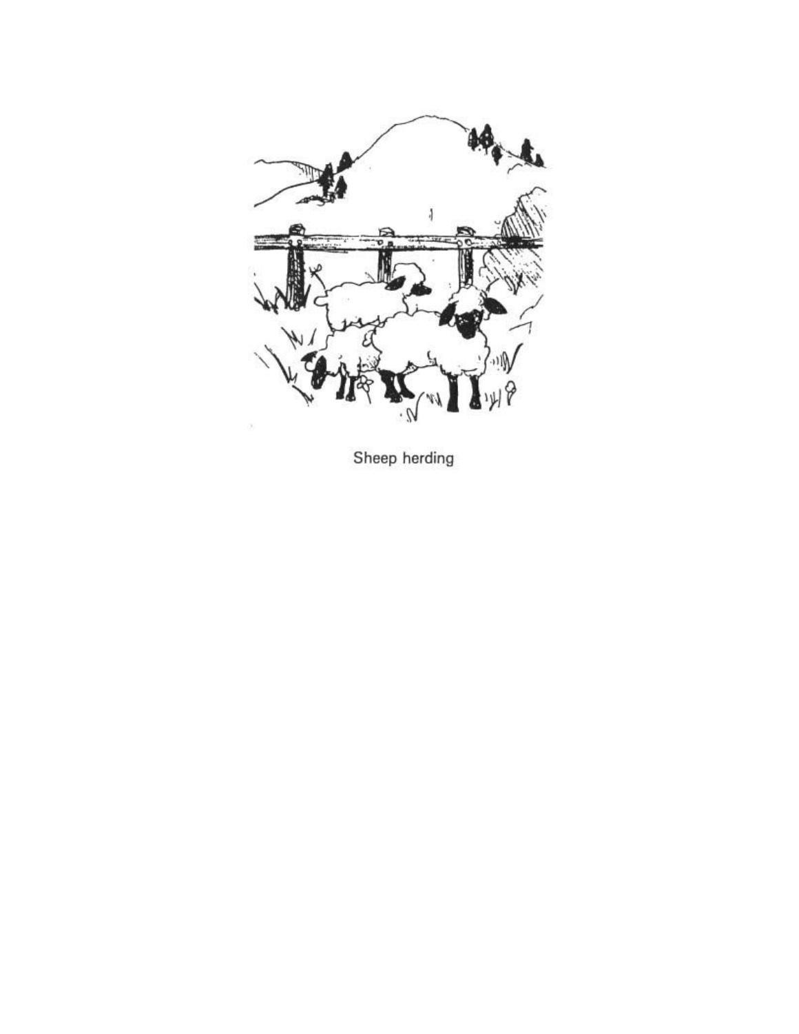Sheep herding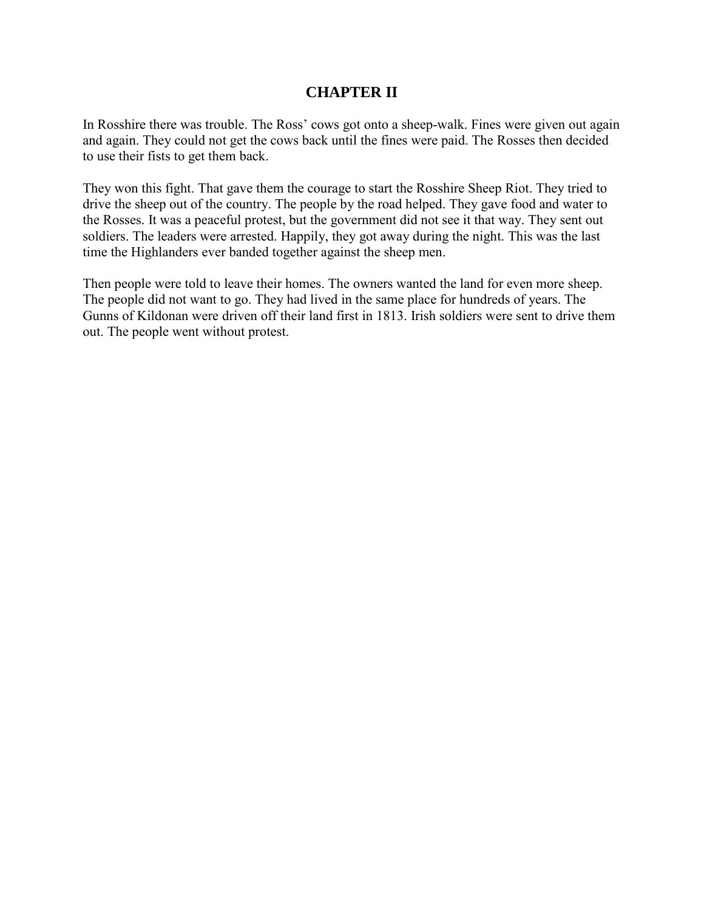## CHAPTER II

In Rosshire there was trouble. The Ross' cows got onto a sheep-walk. Fines were given out again and again. They could not get the cows back until the fines were paid. The Rosses then decided to use their fists to get them back.

They won this fight. That gave them the courage to start the Rosshire Sheep Riot. They tried to drive the sheep out of the country. The people by the road helped. They gave food and water to the Rosses. It was a peaceful protest, but the government did not see it that way. They sent out soldiers. The leaders were arrested. Happily, they got away during the night. This was the last time the Highlanders ever banded together against the sheep men.

Then people were told to leave their homes. The owners wanted the land for even more sheep. The people did not want to go. They had lived in the same place for hundreds of years. The Gunns of Kildonan were driven off their land first in 1813. Irish soldiers were sent to drive them out. The people went without protest.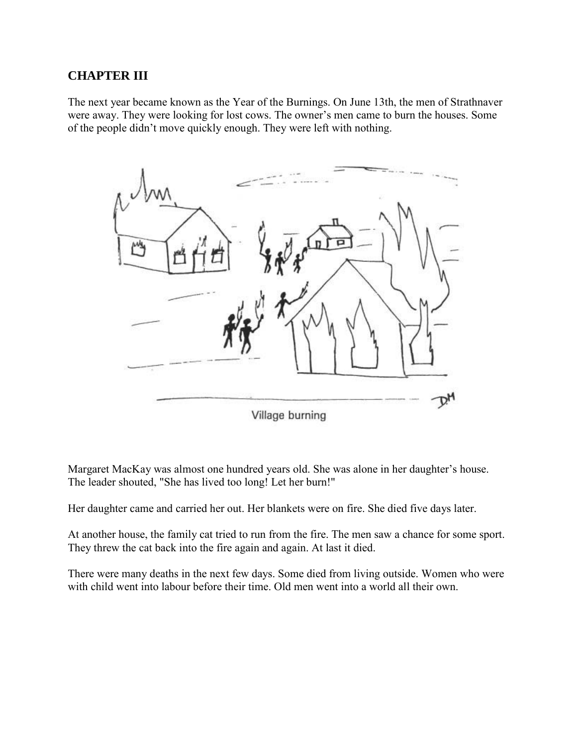## CHAPTER III

The next year became known as the Year of the Burnings. On June 13th, the men of Strathnaver were away. They were looking for lost cows. The owner's men came to burn the houses. Some of the people didn't move quickly enough. They were left with nothing.

Village burning

Margaret MacKay was almost one hundred years old. She was alone in her daughter's house. The leader shouted, "She has lived too long! Let her burn!"

Her daughter came and carried her out. Her blankets were on fire. She died five days later.

At another house, the family cat tried to run from the fire. The men saw a chance for some sport. They threw the cat back into the fire again and again. At last it died.

There were many deaths in the next few days. Some died from living outside. Women who were with child went into labour before their time. Old men went into a world all their own.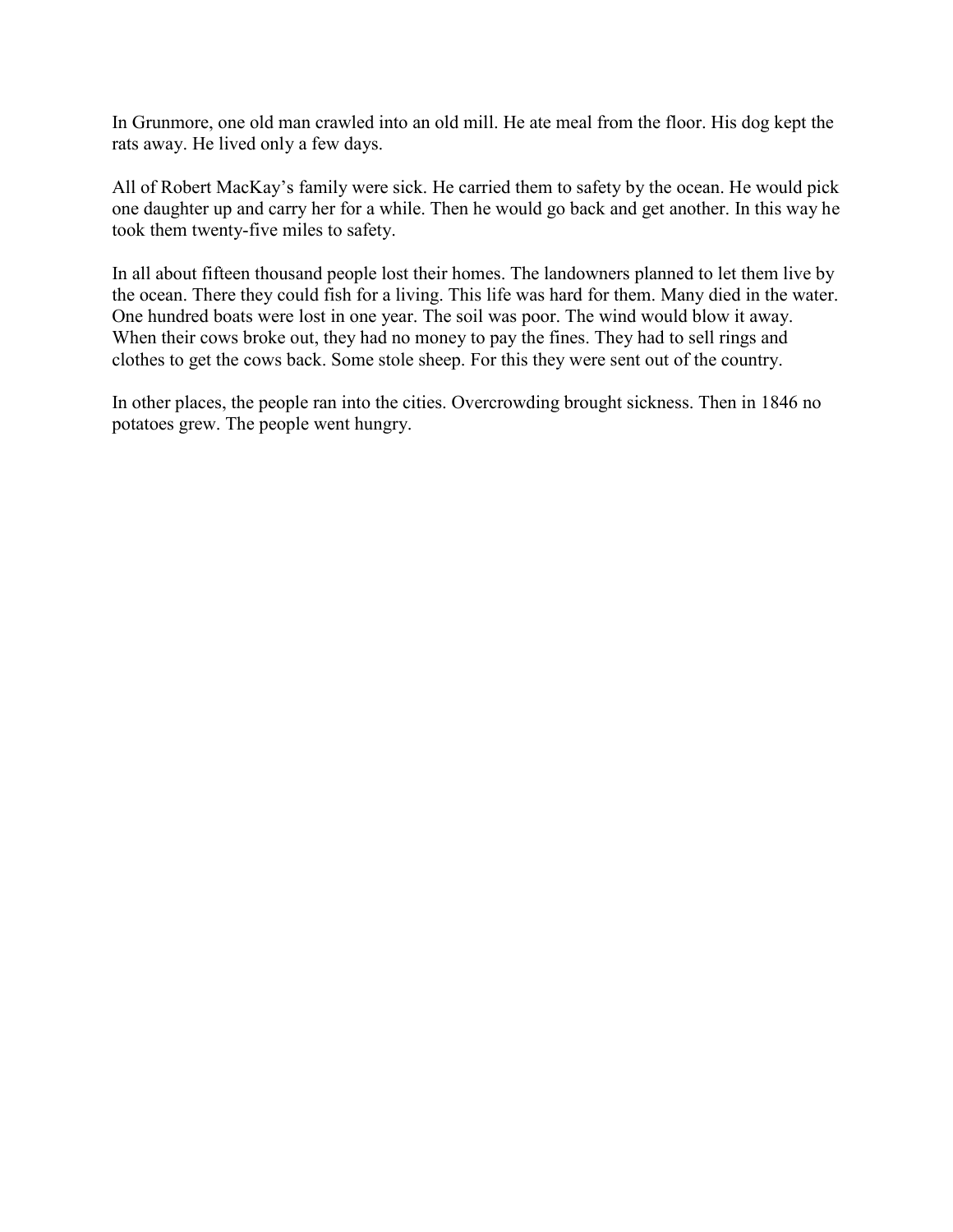In Grunmore, one old man crawled into an old mill. He ate meal from the floor. His dog kept the rats away. He lived only a few days.

All of Robert MacKay's family were sick. He carried them to safety by the ocean. He would pick one daughter up and carry her for a while. Then he would go back and get another. In this way he took them twenty-five miles to safety.

In all about fifteen thousand people lost their homes. The landowners planned to let them live by the ocean. There they could fish for a living. This life was hard for them. Many died in the water. One hundred boats were lost in one year. The soil was poor. The wind would blow it away. When their cows broke out, they had no money to pay the fines. They had to sell rings and clothes to get the cows back. Some stole sheep. For this they were sent out of the country.

In other places, the people ran into the cities. Overcrowding brought sickness. Then in 1846 no potatoes grew. The people went hungry.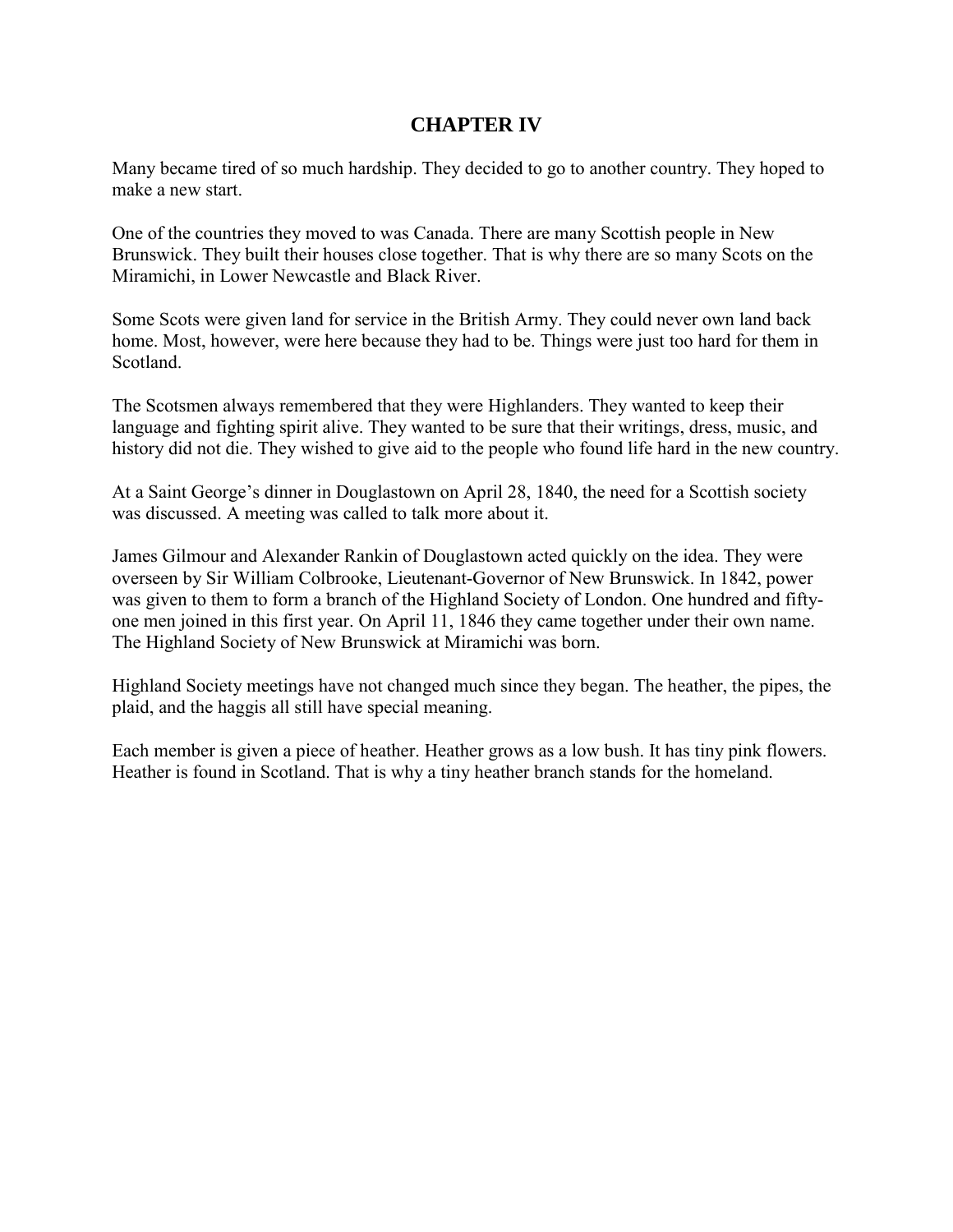# CHAPTER IV

Many became tired of so much hardship. They decided to go to another country. They hoped to make a new start.

One of the countries they moved to was Canada. There are many Scottish people in New Brunswick. They built their houses close together. That is why there are so many Scots on the Miramichi, in Lower Newcastle and Black River.

Some Scots were given land for service in the British Army. They could never own land back home. Most, however, were here because they had to be. Things were just too hard for them in Scotland.

The Scotsmen always remembered that they were Highlanders. They wanted to keep their language and fighting spirit alive. They wanted to be sure that their writings, dress, music, and history did not die. They wished to give aid to the people who found life hard in the new country.

At a Saint George's dinner in Douglastown on April 28, 1840, the need for a Scottish society was discussed. A meeting was called to talk more about it.

James Gilmour and Alexander Rankin of Douglastown acted quickly on the idea. They were overseen by Sir William Colbrooke, Lieutenant-Governor of New Brunswick. In 1842, power was given to them to form a branch of the Highland Society of London. One hundred and fifty-one men joined in this first year. On April 11, 1846 they came together under their own name. The Highland Society of New Brunswick at Miramichi was born.

Highland Society meetings have not changed much since they began. The heather, the pipes, the plaid, and the haggis all still have special meaning.

Each member is given a piece of heather. Heather grows as a low bush. It has tiny pink flowers. Heather is found in Scotland. That is why a tiny heather branch stands for the homeland.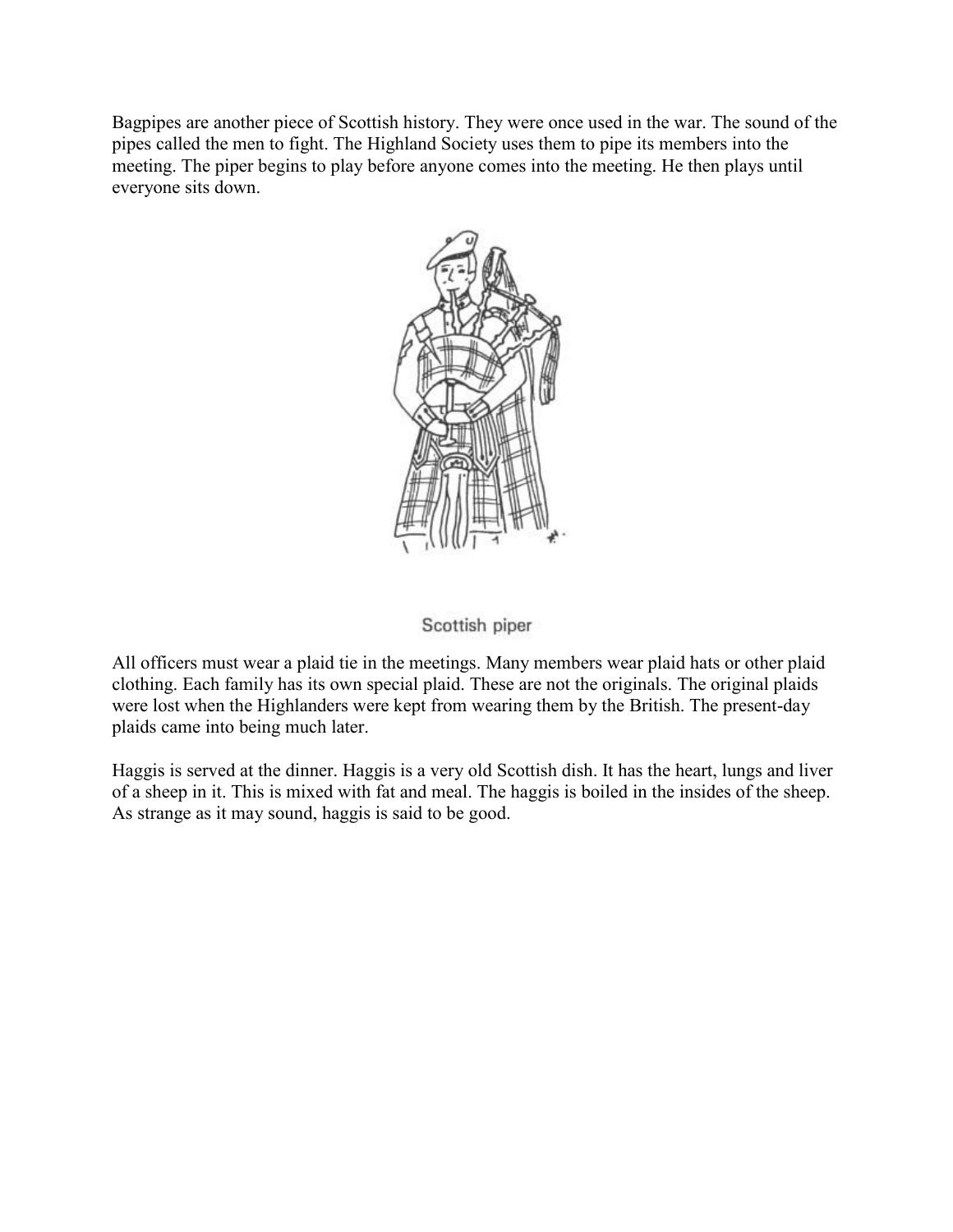Bagpipes are another piece of Scottish history. They were once used in the war. The sound of the pipes called the men to fight. The Highland Society uses them to pipe its members into the meeting. The piper begins to play before anyone comes into the meeting. He then plays until everyone sits down.

Scottish piper

All officers must wear a plaid tie in the meetings. Many members wear plaid hats or other plaid clothing. Each family has its own special plaid. These are not the originals. The original plaids were lost when the Highlanders were kept from wearing them by the British. The present-day plaids came into being much later.

Haggis is served at the dinner. Haggis is a very old Scottish dish. It has the heart, lungs and liver of a sheep in it. This is mixed with fat and meal. The haggis is boiled in the insides of the sheep. As strange as it may sound, haggis is said to be good.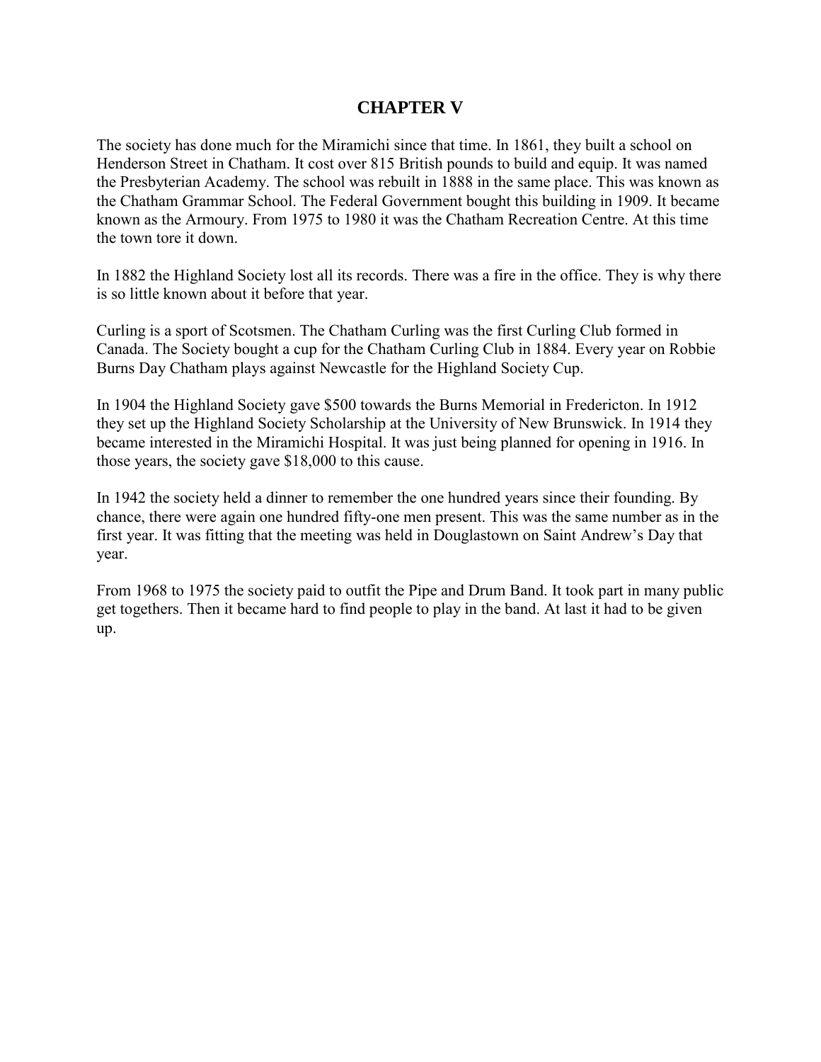## CHAPTER V

The society has done much for the Miramichi since that time. In 1861, they built a school on Henderson Street in Chatham. It cost over 815 British pounds to build and equip. It was named the Presbyterian Academy. The school was rebuilt in 1888 in the same place. This was known as the Chatham Grammar School. The Federal Government bought this building in 1909. It became known as the Armoury. From 1975 to 1980 it was the Chatham Recreation Centre. At this time the town tore it down.

In 1882 the Highland Society lost all its records. There was a fire in the office. They is why there is so little known about it before that year.

Curling is a sport of Scotsmen. The Chatham Curling was the first Curling Club formed in Canada. The Society bought a cup for the Chatham Curling Club in 1884. Every year on Robbie Burns Day Chatham plays against Newcastle for the Highland Society Cup.

In 1904 the Highland Society gave $500 towards the Burns Memorial in Fredericton. In 1912 they set up the Highland Society Scholarship at the University of New Brunswick. In 1914 they became interested in the Miramichi Hospital. It was just being planned for opening in 1916. In those years, the society gave $18,000 to this cause.

In 1942 the society held a dinner to remember the one hundred years since their founding. By chance, there were again one hundred fifty-one men present. This was the same number as in the first year. It was fitting that the meeting was held in Douglastown on Saint Andrew's Day that year.

From 1968 to 1975 the society paid to outfit the Pipe and Drum Band. It took part in many public get togethers. Then it became hard to find people to play in the band. At last it had to be given up.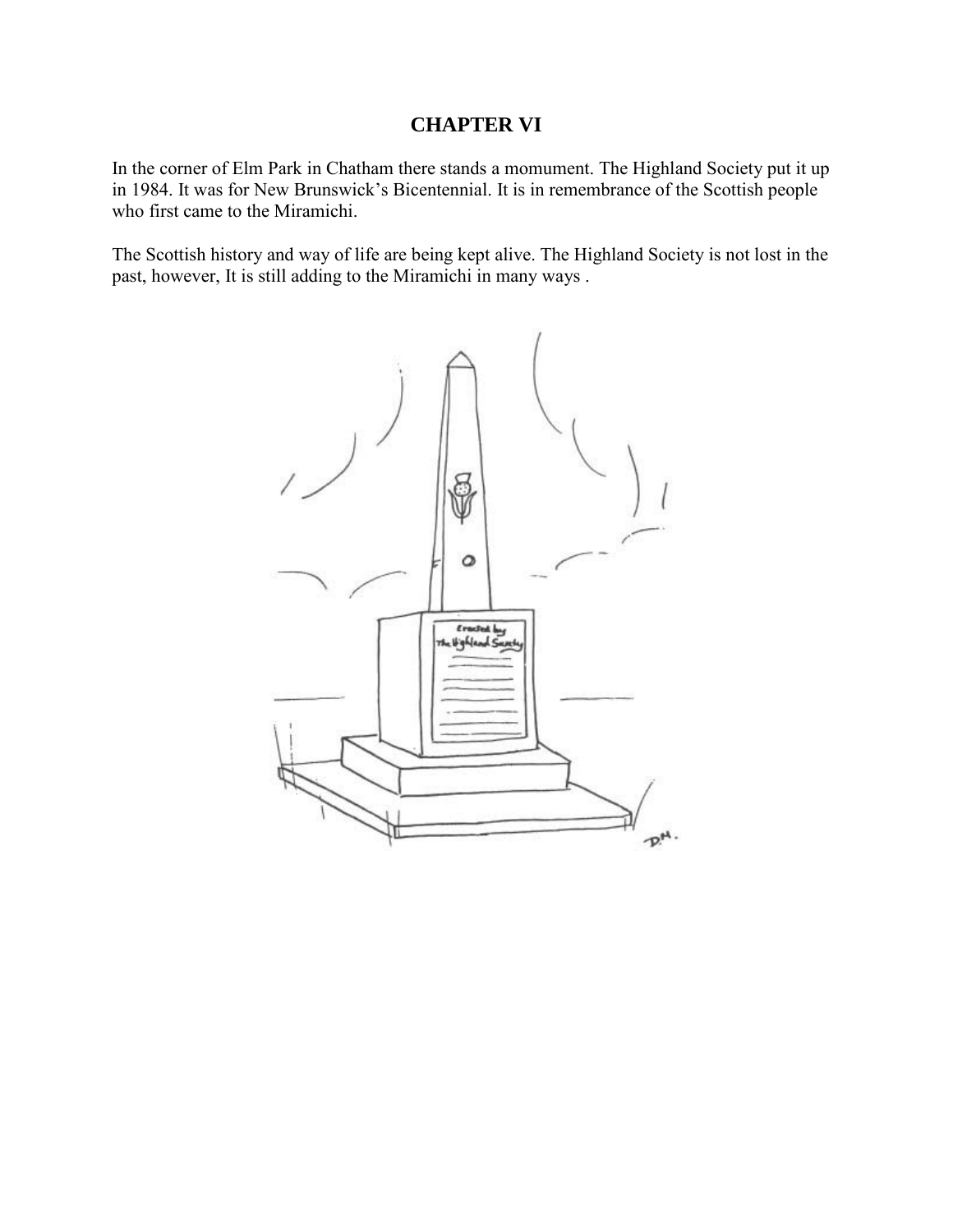# CHAPTER VI

In the corner of Elm Park in Chatham there stands a momument. The Highland Society put it up in 1984. It was for New Brunswick's Bicentennial. It is in remembrance of the Scottish people who first came to the Miramichi.

The Scottish history and way of life are being kept alive. The Highland Society is not lost in the past, however, It is still adding to the Miramichi in many ways .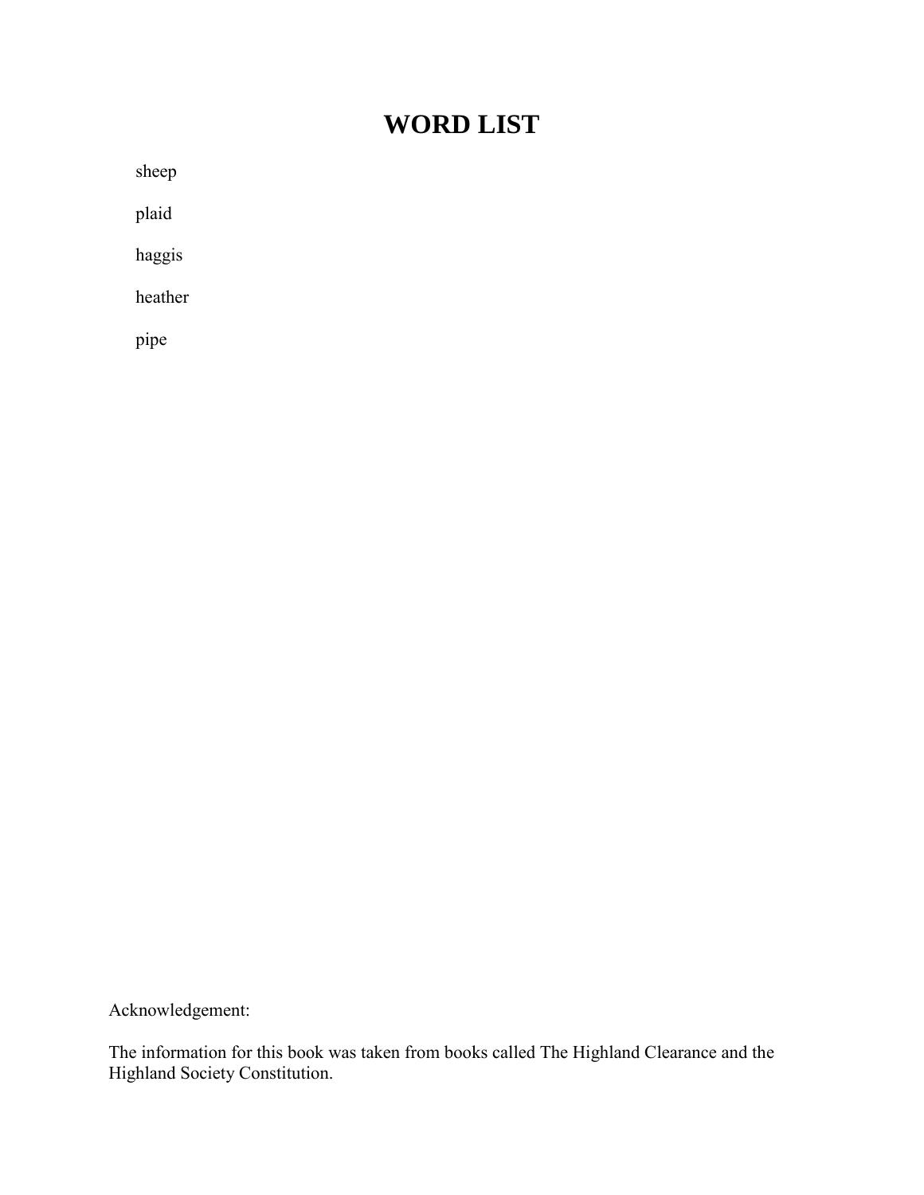# WORD LIST

sheep

plaid

haggis

heather

pipe

Acknowledgement:

The information for this book was taken from books called The Highland Clearance and the Highland Society Constitution.